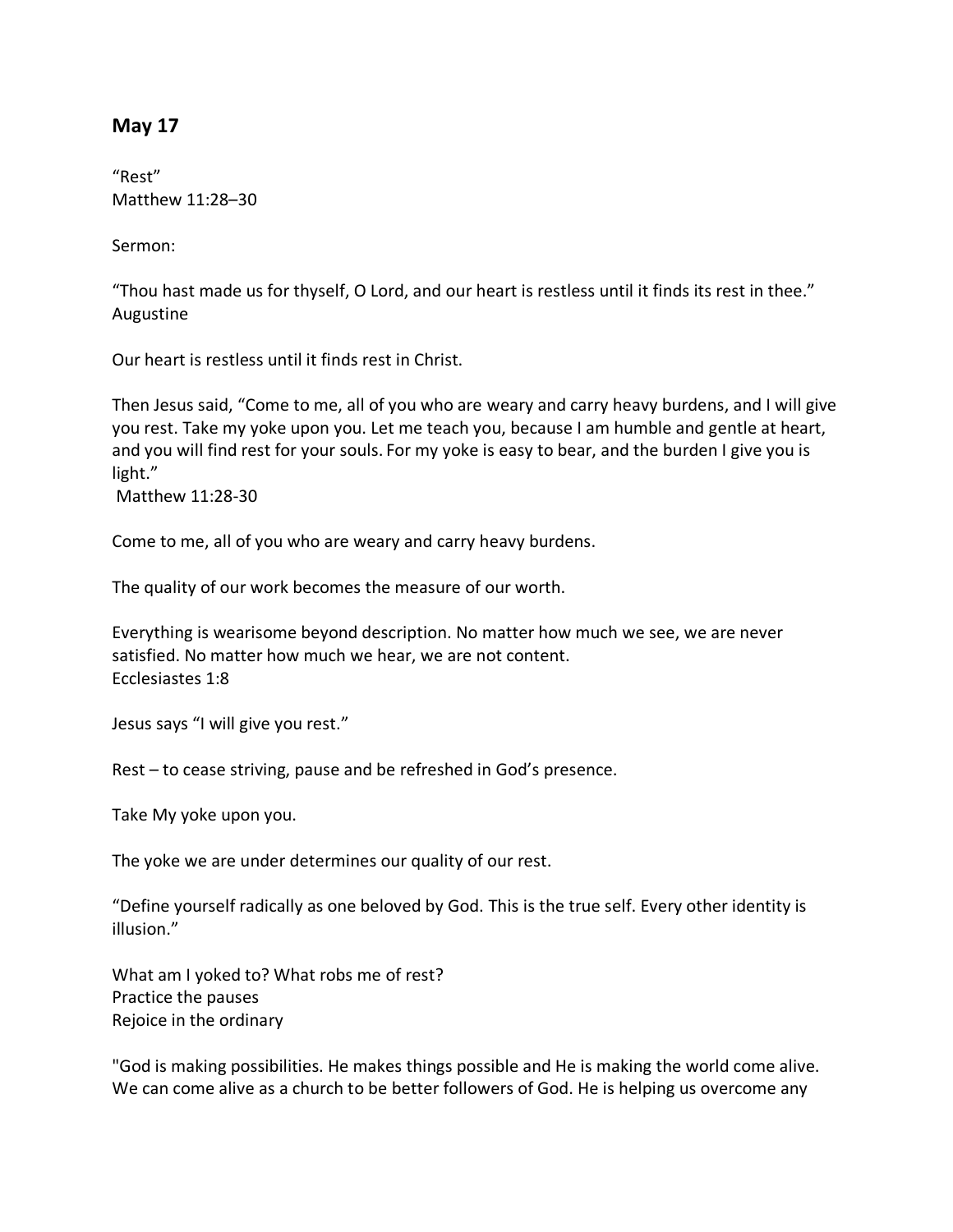## May 17

"Rest"
Matthew 11:28–30

Sermon:

"Thou hast made us for thyself, O Lord, and our heart is restless until it finds its rest in thee."
Augustine

Our heart is restless until it finds rest in Christ.

Then Jesus said, "Come to me, all of you who are weary and carry heavy burdens, and I will give you rest. Take my yoke upon you. Let me teach you, because I am humble and gentle at heart, and you will find rest for your souls. For my yoke is easy to bear, and the burden I give you is light."
Matthew 11:28-30

Come to me, all of you who are weary and carry heavy burdens.

The quality of our work becomes the measure of our worth.

Everything is wearisome beyond description. No matter how much we see, we are never satisfied. No matter how much we hear, we are not content.
Ecclesiastes 1:8

Jesus says "I will give you rest."

Rest – to cease striving, pause and be refreshed in God's presence.

Take My yoke upon you.

The yoke we are under determines our quality of our rest.

"Define yourself radically as one beloved by God. This is the true self. Every other identity is illusion."

What am I yoked to? What robs me of rest?
Practice the pauses
Rejoice in the ordinary

"God is making possibilities. He makes things possible and He is making the world come alive. We can come alive as a church to be better followers of God. He is helping us overcome any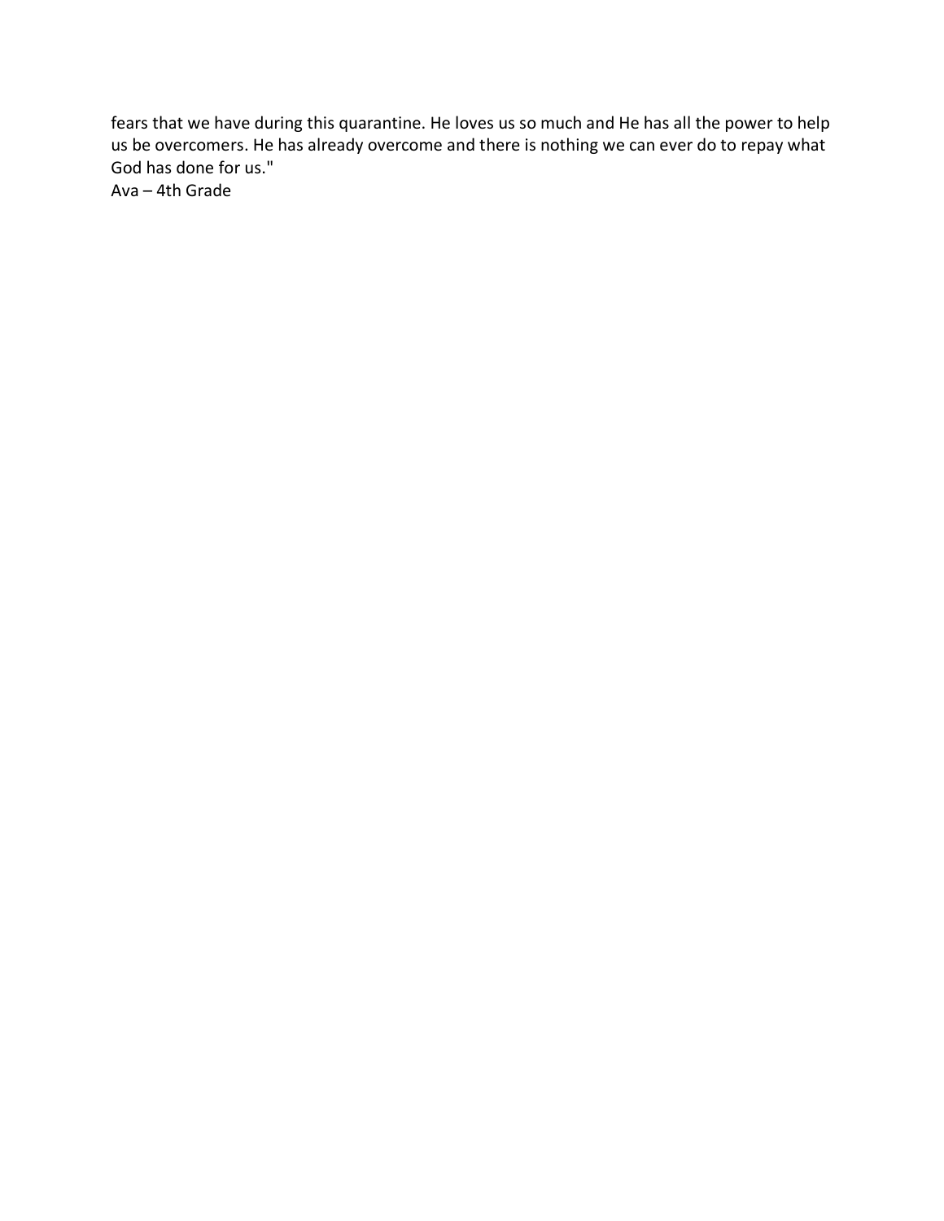fears that we have during this quarantine. He loves us so much and He has all the power to help us be overcomers. He has already overcome and there is nothing we can ever do to repay what God has done for us."

Ava – 4th Grade